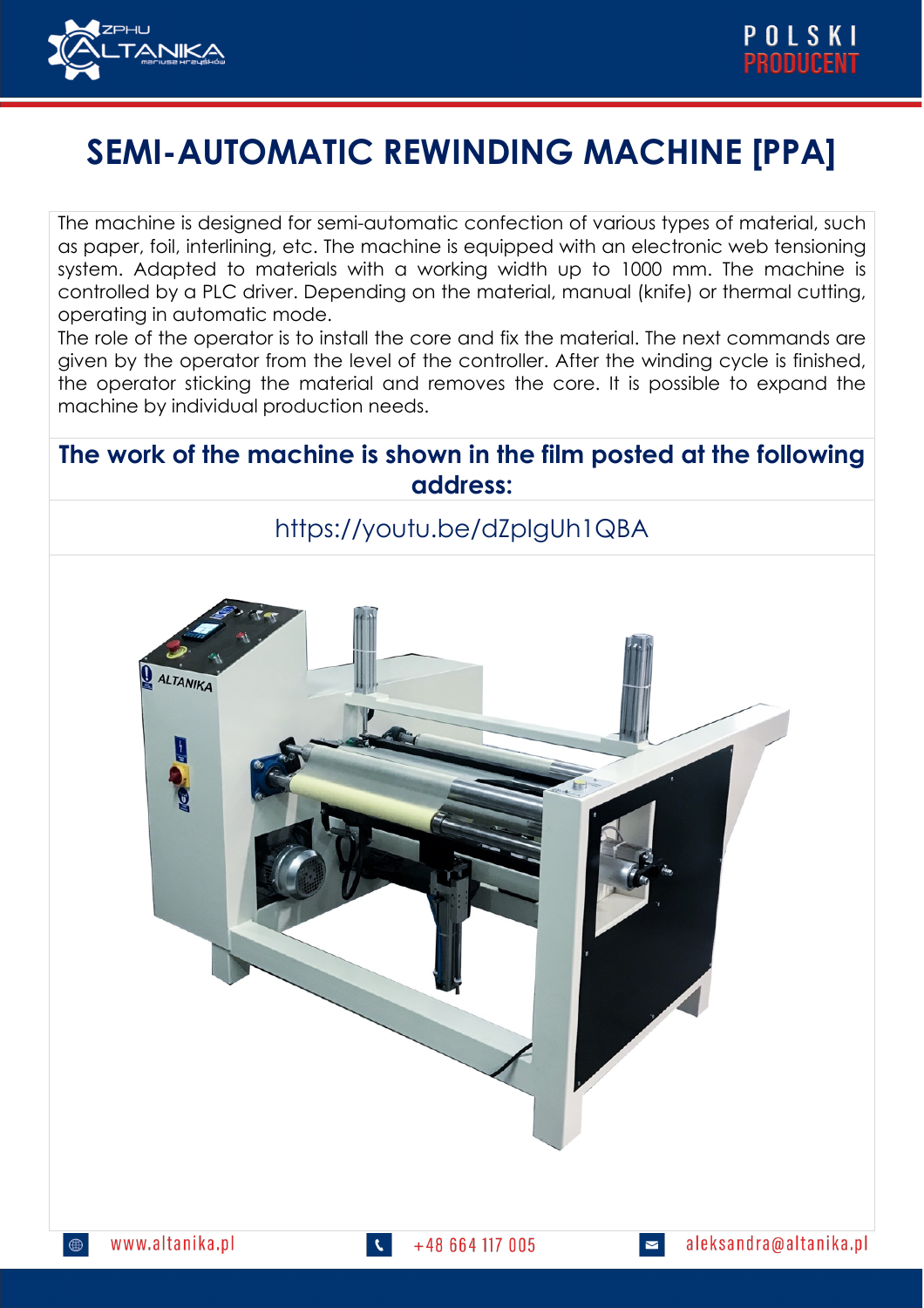# SEMI-AUTOMATIC REWINDING MACHINE [PPA]

The machine is designed for semi-automatic confection of various types of material, such as paper, foil, interlining, etc. The machine is equipped with an electronic web tensioning system. Adapted to materials with a working width up to 1000 mm. The machine is controlled by a PLC driver. Depending on the material, manual (knife) or thermal cutting, operating in automatic mode.

The role of the operator is to install the core and fix the material. The next commands are given by the operator from the level of the controller. After the winding cycle is finished, the operator sticking the material and removes the core. It is possible to expand the machine by individual production needs.

## The work of the machine is shown in the film posted at the following address:

https://youtu.be/dZplgUh1QBA

www.altanika.pl | +48 664 117 005 | aleksandra@altanika.pl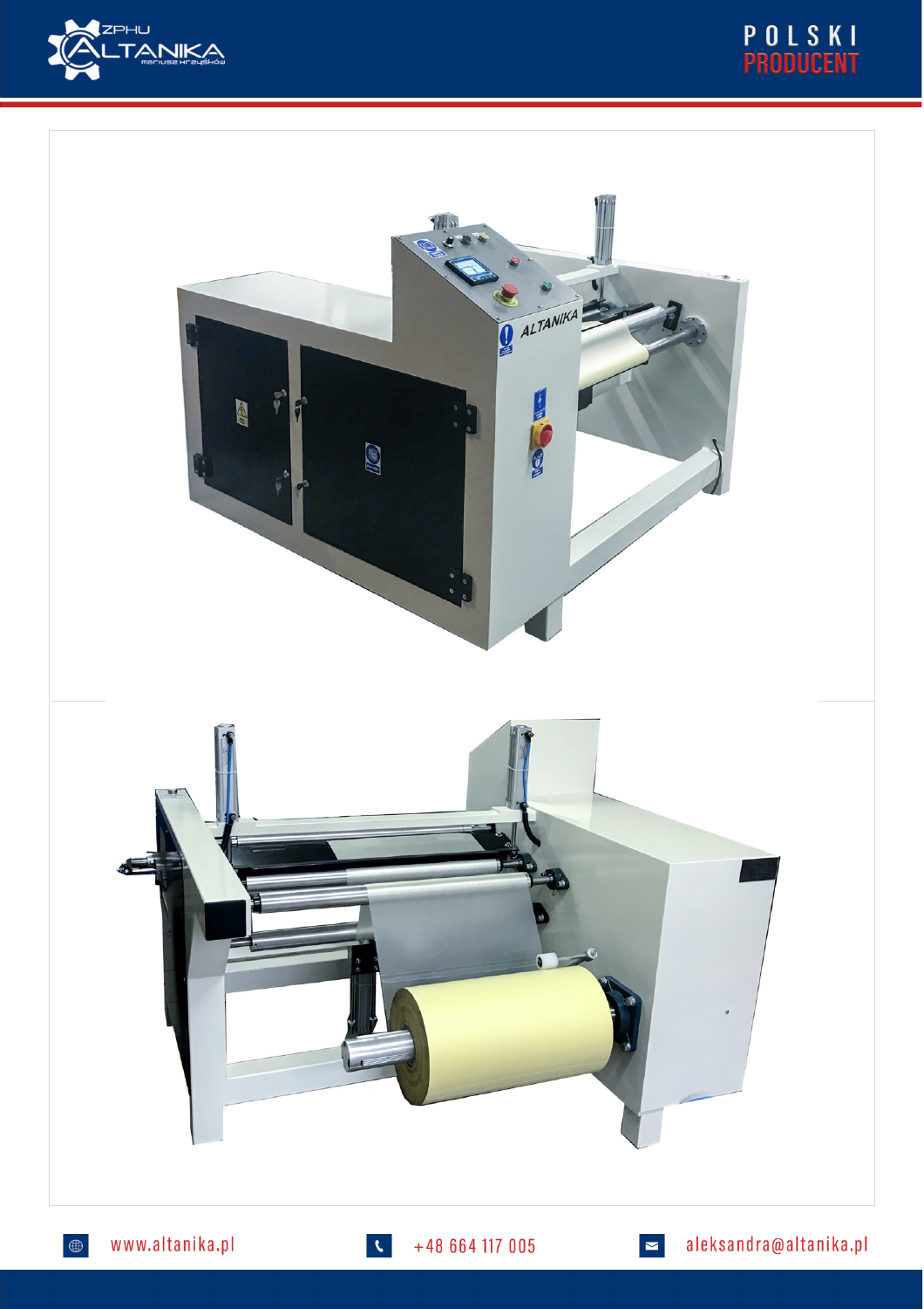www.altanika.pl

+48 664 117 005

aleksandra@altanika.pl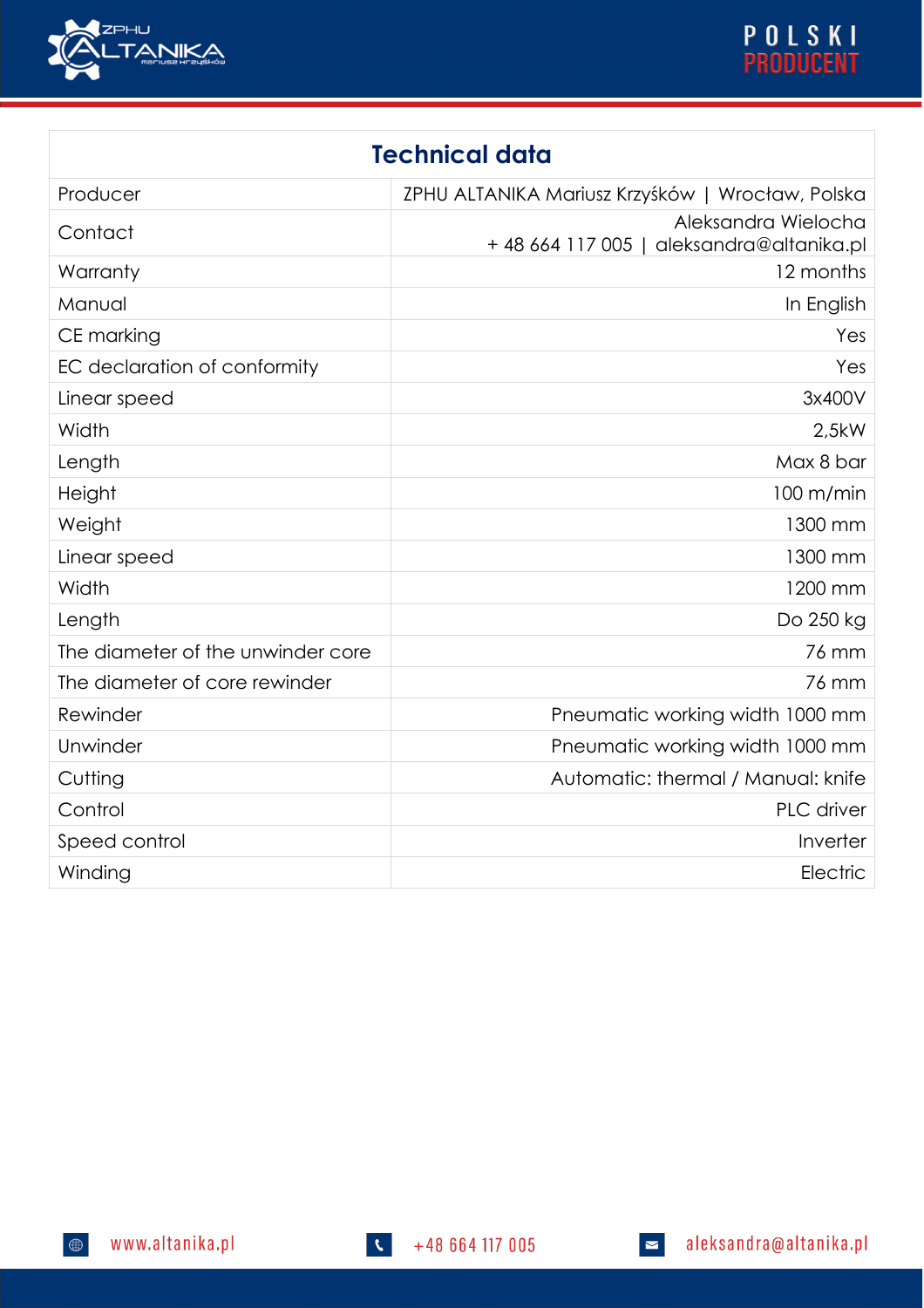| Technical data | |
|---|---|
| Producer | ZPHU ALTANIKA Mariusz Krzyśków \| Wrocław, Polska |
| Contact | Aleksandra Wielocha<br>+ 48 664 117 005 \| aleksandra@altanika.pl |
| Warranty | 12 months |
| Manual | In English |
| CE marking | Yes |
| EC declaration of conformity | Yes |
| Linear speed | 3x400V |
| Width | 2,5kW |
| Length | Max 8 bar |
| Height | 100 m/min |
| Weight | 1300 mm |
| Linear speed | 1300 mm |
| Width | 1200 mm |
| Length | Do 250 kg |
| The diameter of the unwinder core | 76 mm |
| The diameter of core rewinder | 76 mm |
| Rewinder | Pneumatic working width 1000 mm |
| Unwinder | Pneumatic working width 1000 mm |
| Cutting | Automatic: thermal / Manual: knife |
| Control | PLC driver |
| Speed control | Inverter |
| Winding | Electric |